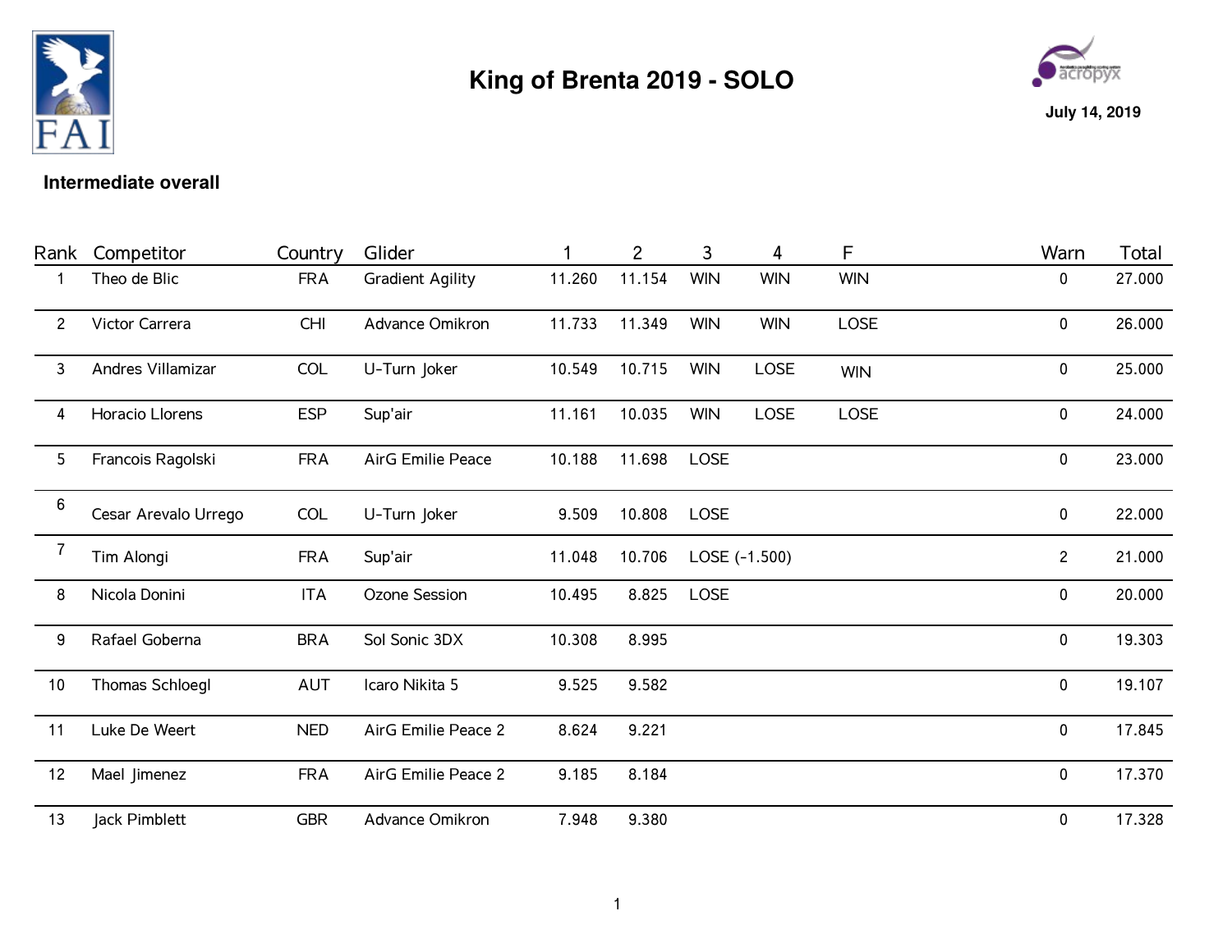# King of Brenta 2019 - SOLO

**July 14, 2019**

**Intermediate overall**

| Rank | Competitor | Country | Glider | 1 | 2 | 3 | 4 | F | Warn | Total |
|---|---|---|---|---|---|---|---|---|---|---|
| 1 | Theo de Blic | FRA | Gradient Agility | 11.260 | 11.154 | WIN | WIN | WIN | 0 | 27.000 |
| 2 | Victor Carrera | CHI | Advance Omikron | 11.733 | 11.349 | WIN | WIN | LOSE | 0 | 26.000 |
| 3 | Andres Villamizar | COL | U-Turn Joker | 10.549 | 10.715 | WIN | LOSE | WIN | 0 | 25.000 |
| 4 | Horacio Llorens | ESP | Sup'air | 11.161 | 10.035 | WIN | LOSE | LOSE | 0 | 24.000 |
| 5 | Francois Ragolski | FRA | AirG Emilie Peace | 10.188 | 11.698 | LOSE | | | 0 | 23.000 |
| 6 | Cesar Arevalo Urrego | COL | U-Turn Joker | 9.509 | 10.808 | LOSE | | | 0 | 22.000 |
| 7 | Tim Alongi | FRA | Sup'air | 11.048 | 10.706 | LOSE (-1.500) | | | 2 | 21.000 |
| 8 | Nicola Donini | ITA | Ozone Session | 10.495 | 8.825 | LOSE | | | 0 | 20.000 |
| 9 | Rafael Goberna | BRA | Sol Sonic 3DX | 10.308 | 8.995 | | | | 0 | 19.303 |
| 10 | Thomas Schloegl | AUT | Icaro Nikita 5 | 9.525 | 9.582 | | | | 0 | 19.107 |
| 11 | Luke De Weert | NED | AirG Emilie Peace 2 | 8.624 | 9.221 | | | | 0 | 17.845 |
| 12 | Mael Jimenez | FRA | AirG Emilie Peace 2 | 9.185 | 8.184 | | | | 0 | 17.370 |
| 13 | Jack Pimblett | GBR | Advance Omikron | 7.948 | 9.380 | | | | 0 | 17.328 |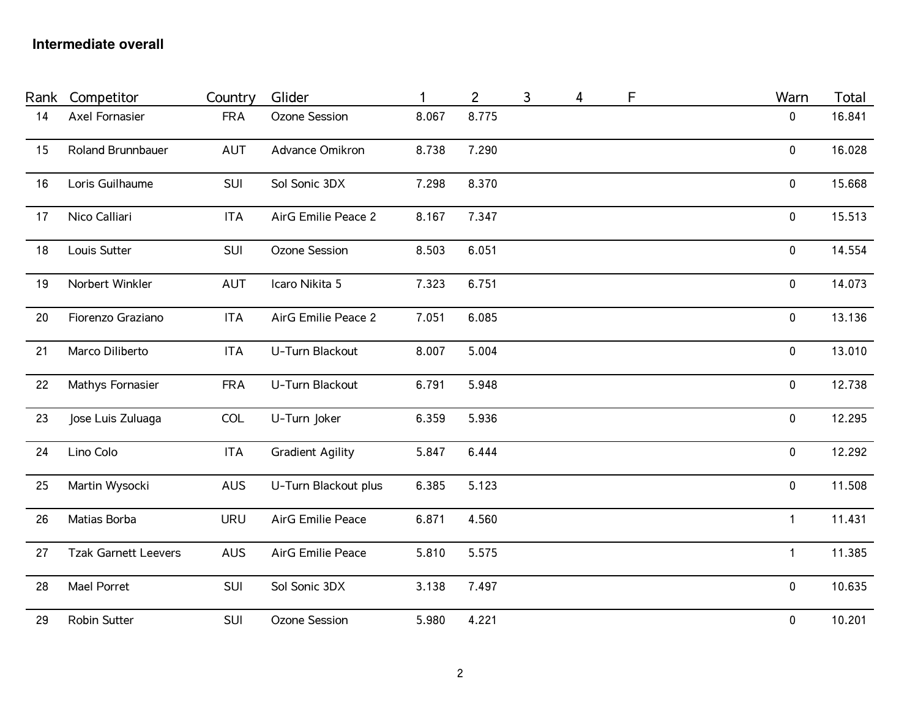**Intermediate overall**

| Rank | Competitor | Country | Glider | 1 | 2 | 3 | 4 | F | Warn | Total |
|---|---|---|---|---|---|---|---|---|---|---|
| 14 | Axel Fornasier | FRA | Ozone Session | 8.067 | 8.775 | | | | 0 | 16.841 |
| 15 | Roland Brunnbauer | AUT | Advance Omikron | 8.738 | 7.290 | | | | 0 | 16.028 |
| 16 | Loris Guilhaume | SUI | Sol Sonic 3DX | 7.298 | 8.370 | | | | 0 | 15.668 |
| 17 | Nico Calliari | ITA | AirG Emilie Peace 2 | 8.167 | 7.347 | | | | 0 | 15.513 |
| 18 | Louis Sutter | SUI | Ozone Session | 8.503 | 6.051 | | | | 0 | 14.554 |
| 19 | Norbert Winkler | AUT | Icaro Nikita 5 | 7.323 | 6.751 | | | | 0 | 14.073 |
| 20 | Fiorenzo Graziano | ITA | AirG Emilie Peace 2 | 7.051 | 6.085 | | | | 0 | 13.136 |
| 21 | Marco Diliberto | ITA | U-Turn Blackout | 8.007 | 5.004 | | | | 0 | 13.010 |
| 22 | Mathys Fornasier | FRA | U-Turn Blackout | 6.791 | 5.948 | | | | 0 | 12.738 |
| 23 | Jose Luis Zuluaga | COL | U-Turn Joker | 6.359 | 5.936 | | | | 0 | 12.295 |
| 24 | Lino Colo | ITA | Gradient Agility | 5.847 | 6.444 | | | | 0 | 12.292 |
| 25 | Martin Wysocki | AUS | U-Turn Blackout plus | 6.385 | 5.123 | | | | 0 | 11.508 |
| 26 | Matias Borba | URU | AirG Emilie Peace | 6.871 | 4.560 | | | | 1 | 11.431 |
| 27 | Tzak Garnett Leevers | AUS | AirG Emilie Peace | 5.810 | 5.575 | | | | 1 | 11.385 |
| 28 | Mael Porret | SUI | Sol Sonic 3DX | 3.138 | 7.497 | | | | 0 | 10.635 |
| 29 | Robin Sutter | SUI | Ozone Session | 5.980 | 4.221 | | | | 0 | 10.201 |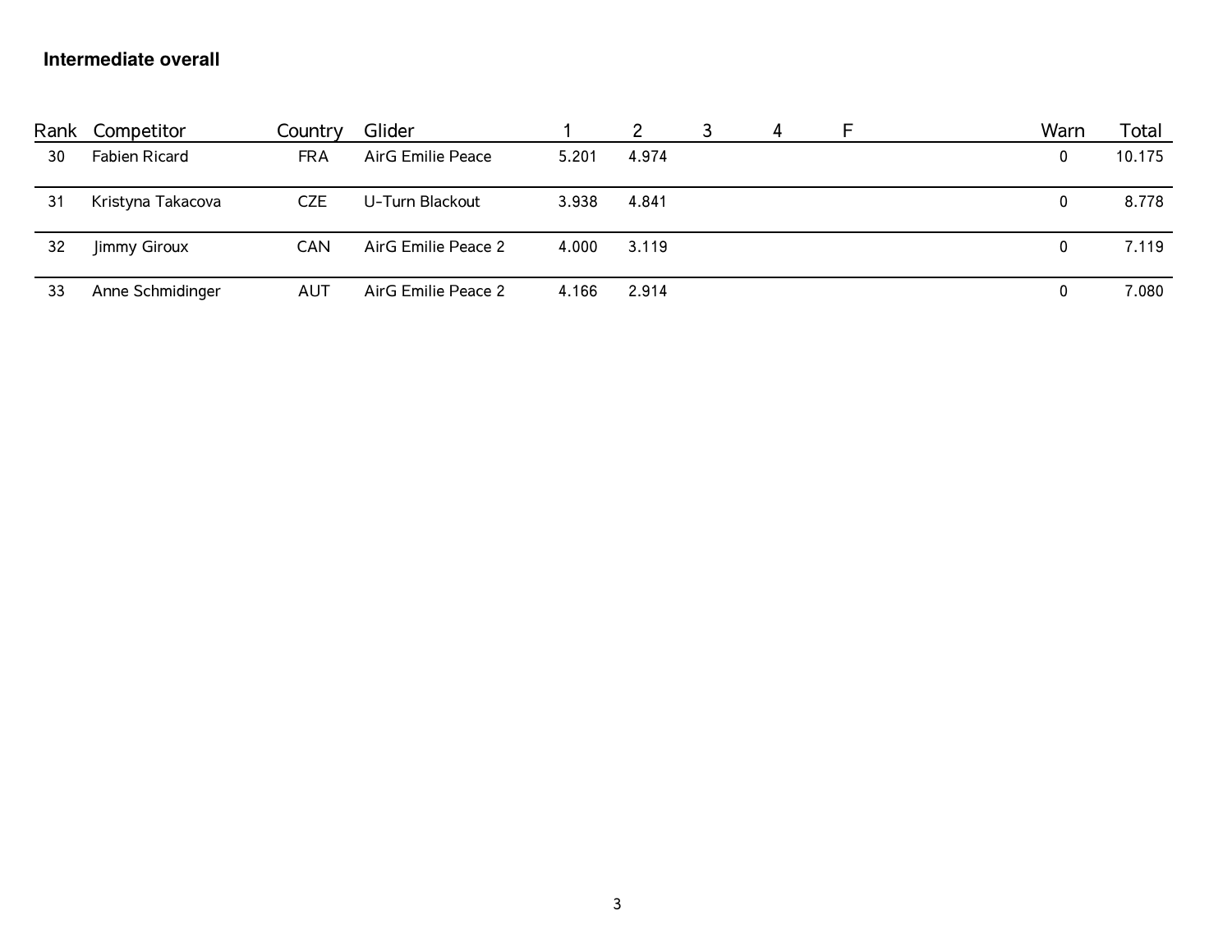**Intermediate overall**

| Rank | Competitor | Country | Glider | 1 | 2 | 3 | 4 | F | Warn | Total |
|---|---|---|---|---|---|---|---|---|---|---|
| 30 | Fabien Ricard | FRA | AirG Emilie Peace | 5.201 | 4.974 | | | | 0 | 10.175 |
| 31 | Kristyna Takacova | CZE | U-Turn Blackout | 3.938 | 4.841 | | | | 0 | 8.778 |
| 32 | Jimmy Giroux | CAN | AirG Emilie Peace 2 | 4.000 | 3.119 | | | | 0 | 7.119 |
| 33 | Anne Schmidinger | AUT | AirG Emilie Peace 2 | 4.166 | 2.914 | | | | 0 | 7.080 |